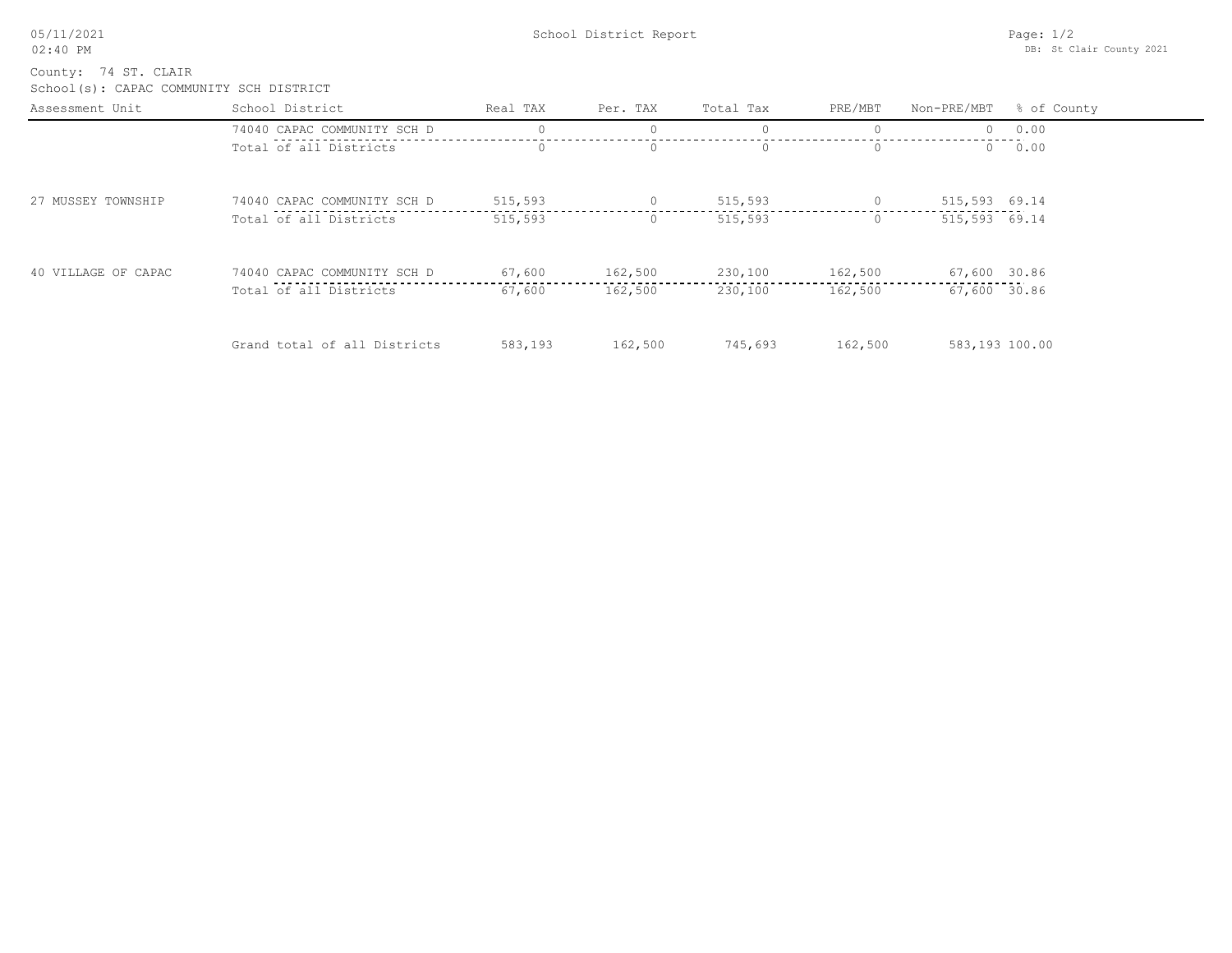# School District Report

County: 74 ST. CLAIR

School(s): CAPAC COMMUNITY SCH DISTRICT

| Assessment Unit | School District | Real TAX | Per. TAX | Total Tax | PRE/MBT | Non-PRE/MBT | % of County |
|---|---|---|---|---|---|---|---|
| | 74040 CAPAC COMMUNITY SCH D | 0 | 0 | 0 | 0 | 0 | 0.00 |
| | Total of all Districts | 0 | 0 | 0 | 0 | 0 | 0.00 |
| 27 MUSSEY TOWNSHIP | 74040 CAPAC COMMUNITY SCH D | 515,593 | 0 | 515,593 | 0 | 515,593 | 69.14 |
| | Total of all Districts | 515,593 | 0 | 515,593 | 0 | 515,593 | 69.14 |
| 40 VILLAGE OF CAPAC | 74040 CAPAC COMMUNITY SCH D | 67,600 | 162,500 | 230,100 | 162,500 | 67,600 | 30.86 |
| | Total of all Districts | 67,600 | 162,500 | 230,100 | 162,500 | 67,600 | 30.86 |
| | Grand total of all Districts | 583,193 | 162,500 | 745,693 | 162,500 | 583,193 | 100.00 |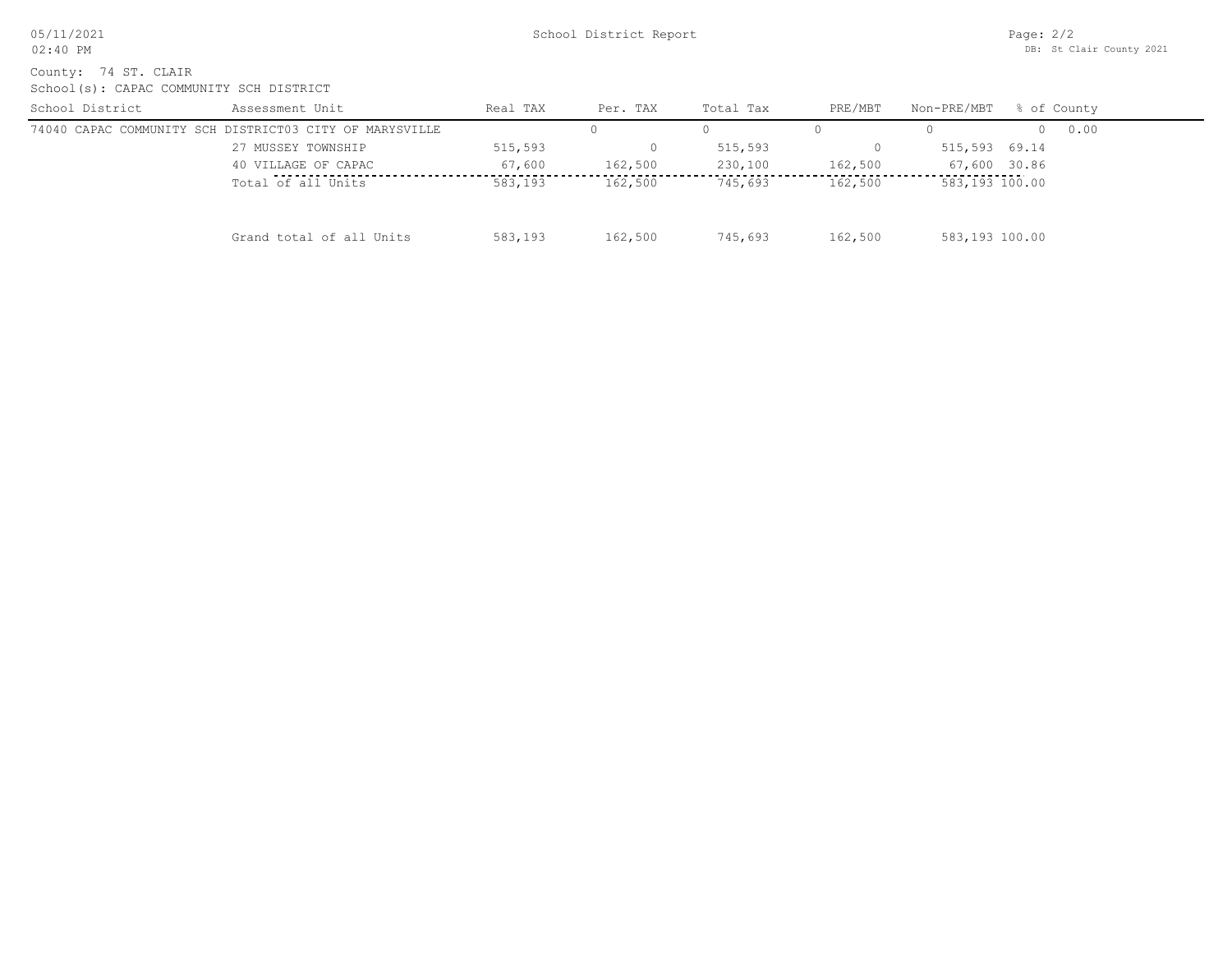County: 74 ST. CLAIR

School(s): CAPAC COMMUNITY SCH DISTRICT

| School District | Assessment Unit | Real TAX | Per. TAX | Total Tax | PRE/MBT | Non-PRE/MBT | % of County |
|---|---|---|---|---|---|---|---|
| 74040 CAPAC COMMUNITY SCH DISTRICT | 03 CITY OF MARYSVILLE | | 0 | 0 | 0 | 0 | 0 0.00 |
| | 27 MUSSEY TOWNSHIP | 515,593 | 0 | 515,593 | 0 | 515,593 | 69.14 |
| | 40 VILLAGE OF CAPAC | 67,600 | 162,500 | 230,100 | 162,500 | 67,600 | 30.86 |
| | Total of all Units | 583,193 | 162,500 | 745,693 | 162,500 | 583,193 | 100.00 |
| | Grand total of all Units | 583,193 | 162,500 | 745,693 | 162,500 | 583,193 | 100.00 |